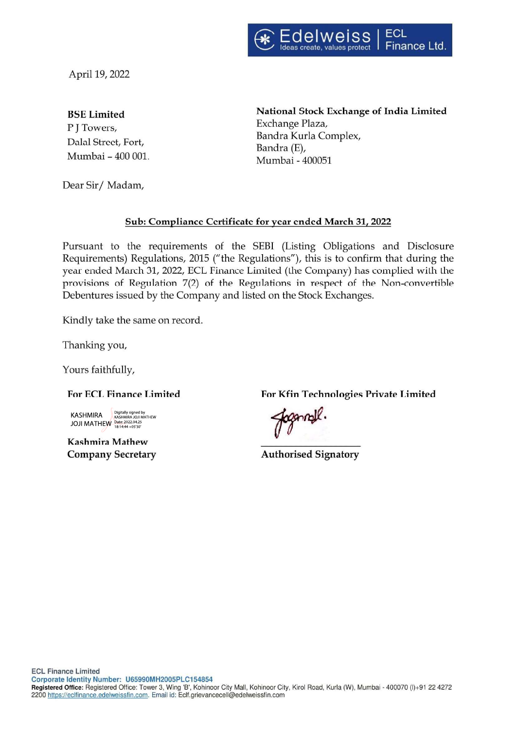Edelweiss | ECL Finance Ltd.
Ideas create, values protect

April 19, 2022

**BSE Limited**
P J Towers,
Dalal Street, Fort,
Mumbai – 400 001.

**National Stock Exchange of India Limited**
Exchange Plaza,
Bandra Kurla Complex,
Bandra (E),
Mumbai - 400051

Dear Sir/ Madam,

**Sub: Compliance Certificate for year ended March 31, 2022**

Pursuant to the requirements of the SEBI (Listing Obligations and Disclosure Requirements) Regulations, 2015 ("the Regulations"), this is to confirm that during the year ended March 31, 2022, ECL Finance Limited (the Company) has complied with the provisions of Regulation 7(2) of the Regulations in respect of the Non-convertible Debentures issued by the Company and listed on the Stock Exchanges.

Kindly take the same on record.

Thanking you,

Yours faithfully,

**For ECL Finance Limited**

KASHMIRA JOJI MATHEW
Digitally signed by KASHMIRA JOJI MATHEW
Date: 2022.04.25 18:14:44 +05'30'

**Kashmira Mathew**
**Company Secretary**

**For Kfin Technologies Private Limited**

**Authorised Signatory**

ECL Finance Limited
Corporate Identity Number: U65990MH2005PLC154854
Registered Office: Registered Office: Tower 3, Wing 'B', Kohinoor City Mall, Kohinoor City, Kirol Road, Kurla (W), Mumbai - 400070 (I)+91 22 4272 2200 https://eclfinance.edelweissfin.com. Email id: Eclf.grievancecell@edelweissfin.com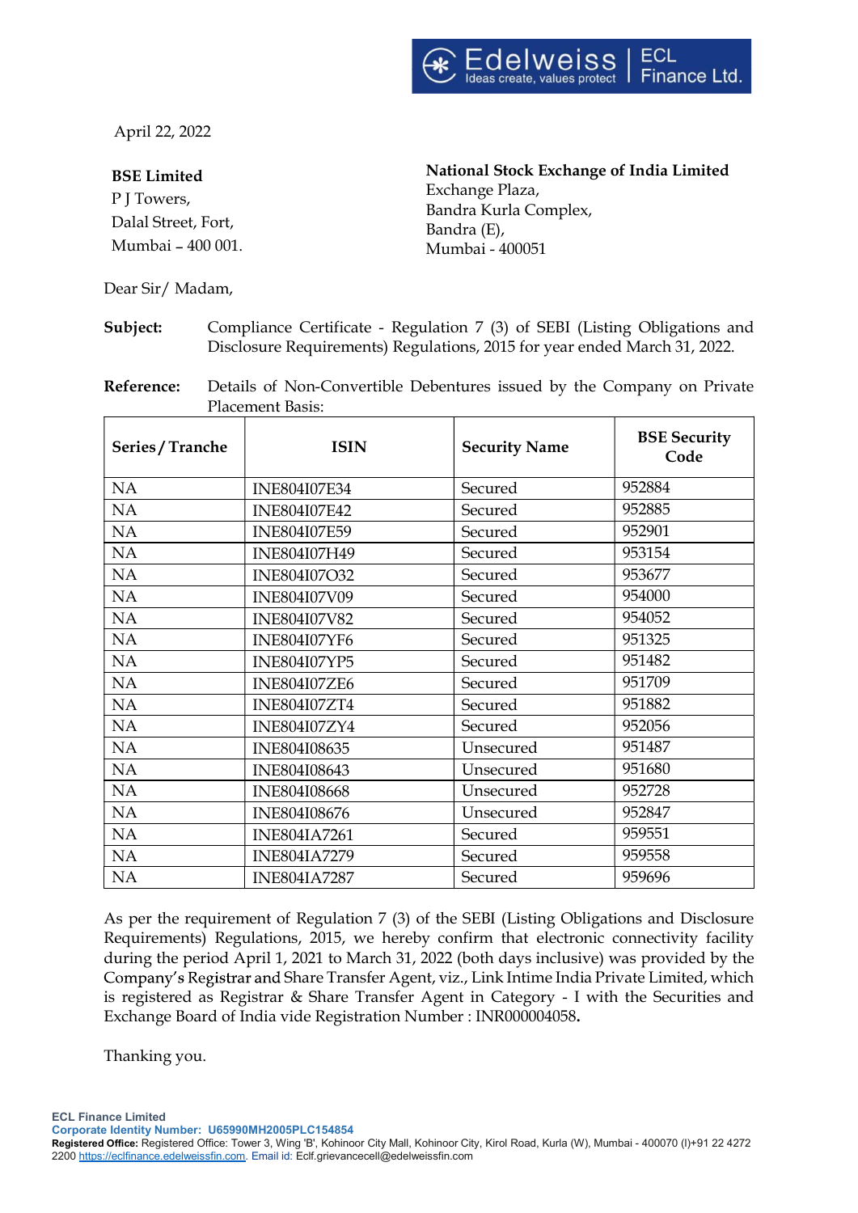April 22, 2022

**BSE Limited**
P J Towers,
Dalal Street, Fort,
Mumbai – 400 001.

**National Stock Exchange of India Limited**
Exchange Plaza,
Bandra Kurla Complex,
Bandra (E),
Mumbai - 400051

Dear Sir/ Madam,

**Subject:** Compliance Certificate - Regulation 7 (3) of SEBI (Listing Obligations and Disclosure Requirements) Regulations, 2015 for year ended March 31, 2022.

**Reference:** Details of Non-Convertible Debentures issued by the Company on Private Placement Basis:

| Series / Tranche | ISIN | Security Name | BSE Security Code |
|---|---|---|---|
| NA | INE804I07E34 | Secured | 952884 |
| NA | INE804I07E42 | Secured | 952885 |
| NA | INE804I07E59 | Secured | 952901 |
| NA | INE804I07H49 | Secured | 953154 |
| NA | INE804I07O32 | Secured | 953677 |
| NA | INE804I07V09 | Secured | 954000 |
| NA | INE804I07V82 | Secured | 954052 |
| NA | INE804I07YF6 | Secured | 951325 |
| NA | INE804I07YP5 | Secured | 951482 |
| NA | INE804I07ZE6 | Secured | 951709 |
| NA | INE804I07ZT4 | Secured | 951882 |
| NA | INE804I07ZY4 | Secured | 952056 |
| NA | INE804I08635 | Unsecured | 951487 |
| NA | INE804I08643 | Unsecured | 951680 |
| NA | INE804I08668 | Unsecured | 952728 |
| NA | INE804I08676 | Unsecured | 952847 |
| NA | INE804IA7261 | Secured | 959551 |
| NA | INE804IA7279 | Secured | 959558 |
| NA | INE804IA7287 | Secured | 959696 |

As per the requirement of Regulation 7 (3) of the SEBI (Listing Obligations and Disclosure Requirements) Regulations, 2015, we hereby confirm that electronic connectivity facility during the period April 1, 2021 to March 31, 2022 (both days inclusive) was provided by the Company's Registrar and Share Transfer Agent, viz., Link Intime India Private Limited, which is registered as Registrar & Share Transfer Agent in Category - I with the Securities and Exchange Board of India vide Registration Number : INR000004058**.**

Thanking you.

**ECL Finance Limited**
**Corporate Identity Number: U65990MH2005PLC154854**
**Registered Office:** Registered Office: Tower 3, Wing 'B', Kohinoor City Mall, Kohinoor City, Kirol Road, Kurla (W), Mumbai - 400070 (I)+91 22 4272 2200 https://eclfinance.edelweissfin.com. Email id: Eclf.grievancecell@edelweissfin.com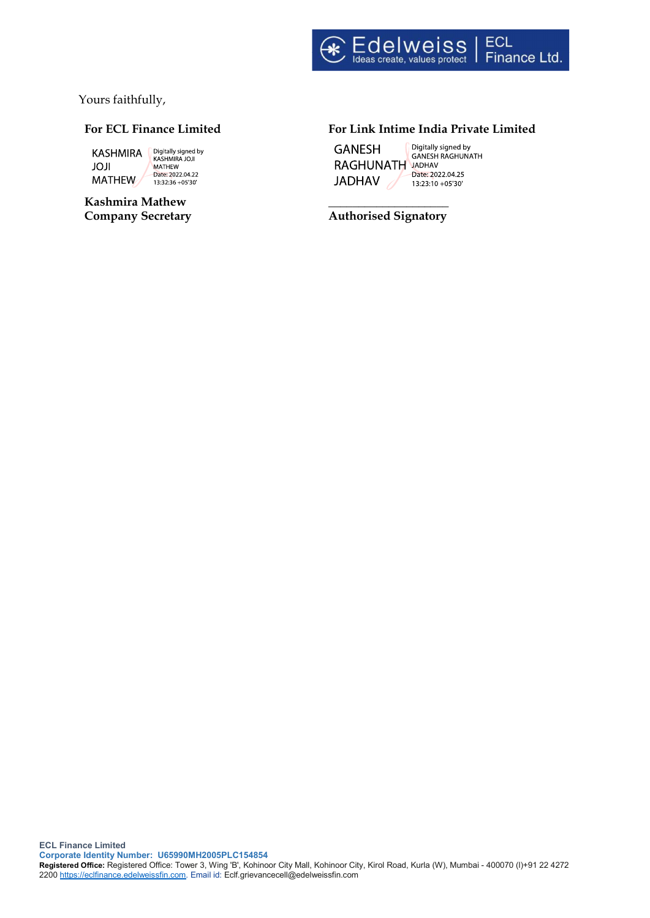Yours faithfully,

**For ECL Finance Limited**

KASHMIRA JOJI MATHEW

Digitally signed by KASHMIRA JOJI MATHEW
Date: 2022.04.22 13:32:36 +05'30'

**Kashmira Mathew**
**Company Secretary**

**For Link Intime India Private Limited**

GANESH RAGHUNATH JADHAV

Digitally signed by GANESH RAGHUNATH JADHAV
Date: 2022.04.25 13:23:10 +05'30'

**Authorised Signatory**

**ECL Finance Limited**
**Corporate Identity Number: U65990MH2005PLC154854**
**Registered Office:** Registered Office: Tower 3, Wing 'B', Kohinoor City Mall, Kohinoor City, Kirol Road, Kurla (W), Mumbai - 400070 (I)+91 22 4272 2200 https://eclfinance.edelweissfin.com. Email id: Eclf.grievancecell@edelweissfin.com